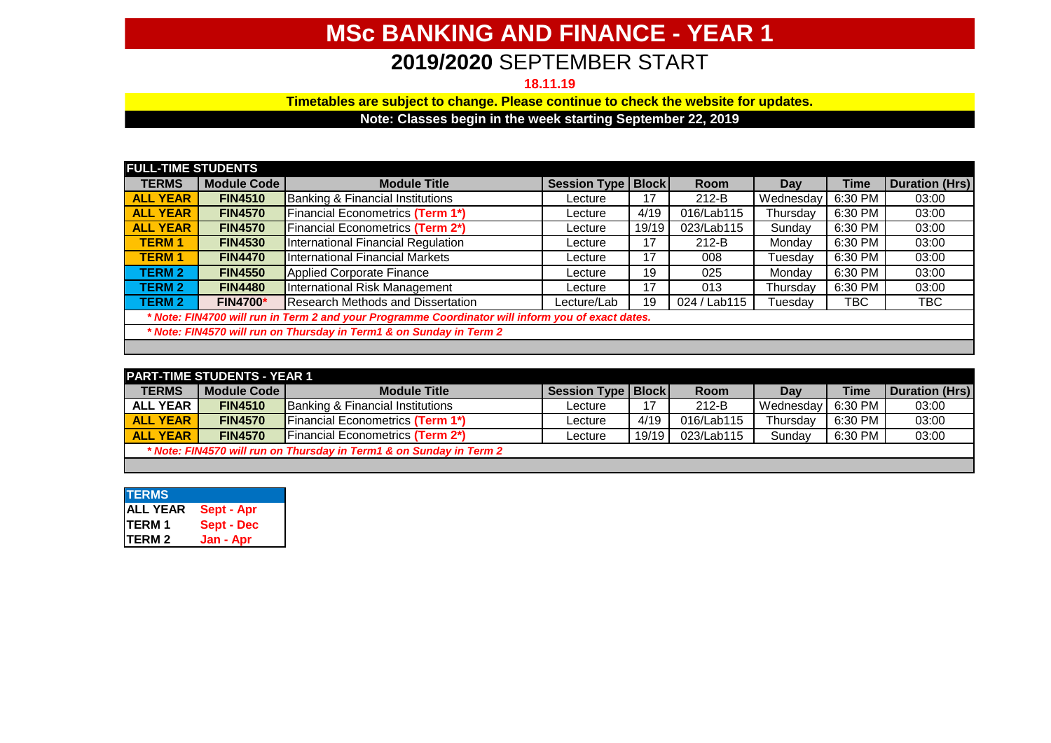# MSc BANKING AND FINANCE - YEAR 1

## **2019/2020** SEPTEMBER START

**18.11.19**

**Timetables are subject to change. Please continue to check the website for updates.**

**Note: Classes begin in the week starting September 22, 2019**

**FULL-TIME STUDENTS**

| TERMS | Module Code | Module Title | Session Type | Block | Room | Day | Time | Duration (Hrs) |
|---|---|---|---|---|---|---|---|---|
| ALL YEAR | FIN4510 | Banking & Financial Institutions | Lecture | 17 | 212-B | Wednesday | 6:30 PM | 03:00 |
| ALL YEAR | FIN4570 | Financial Econometrics **(Term 1*)** | Lecture | 4/19 | 016/Lab115 | Thursday | 6:30 PM | 03:00 |
| ALL YEAR | FIN4570 | Financial Econometrics **(Term 2*)** | Lecture | 19/19 | 023/Lab115 | Sunday | 6:30 PM | 03:00 |
| TERM 1 | FIN4530 | International Financial Regulation | Lecture | 17 | 212-B | Monday | 6:30 PM | 03:00 |
| TERM 1 | FIN4470 | International Financial Markets | Lecture | 17 | 008 | Tuesday | 6:30 PM | 03:00 |
| TERM 2 | FIN4550 | Applied Corporate Finance | Lecture | 19 | 025 | Monday | 6:30 PM | 03:00 |
| TERM 2 | FIN4480 | International Risk Management | Lecture | 17 | 013 | Thursday | 6:30 PM | 03:00 |
| TERM 2 | FIN4700* | Research Methods and Dissertation | Lecture/Lab | 19 | 024 / Lab115 | Tuesday | TBC | TBC |

***\* Note: FIN4700 will run in Term 2 and your Programme Coordinator will inform you of exact dates.***

***\* Note: FIN4570 will run on Thursday in Term1 & on Sunday in Term 2***

**PART-TIME STUDENTS - YEAR 1**

| TERMS | Module Code | Module Title | Session Type | Block | Room | Day | Time | Duration (Hrs) |
|---|---|---|---|---|---|---|---|---|
| ALL YEAR | FIN4510 | Banking & Financial Institutions | Lecture | 17 | 212-B | Wednesday | 6:30 PM | 03:00 |
| ALL YEAR | FIN4570 | Financial Econometrics **(Term 1*)** | Lecture | 4/19 | 016/Lab115 | Thursday | 6:30 PM | 03:00 |
| ALL YEAR | FIN4570 | Financial Econometrics **(Term 2*)** | Lecture | 19/19 | 023/Lab115 | Sunday | 6:30 PM | 03:00 |

***\* Note: FIN4570 will run on Thursday in Term1 & on Sunday in Term 2***

| TERMS | |
|---|---|
| ALL YEAR | Sept - Apr |
| TERM 1 | Sept - Dec |
| TERM 2 | Jan - Apr |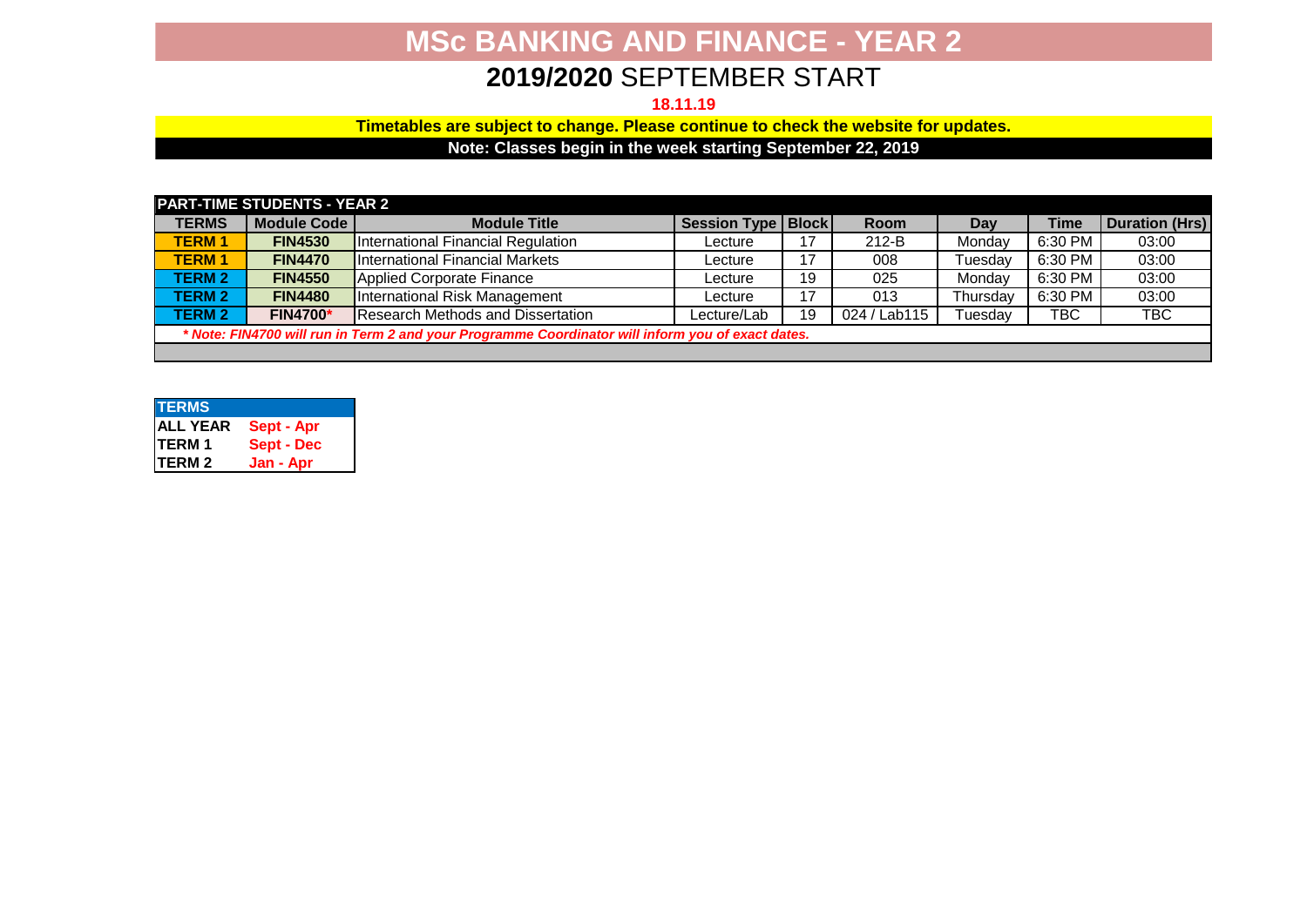# MSc BANKING AND FINANCE - YEAR 2

## **2019/2020** SEPTEMBER START

**18.11.19**

**Timetables are subject to change. Please continue to check the website for updates.**

**Note: Classes begin in the week starting September 22, 2019**

**PART-TIME STUDENTS - YEAR 2**

| TERMS | Module Code | Module Title | Session Type | Block | Room | Day | Time | Duration (Hrs) |
|---|---|---|---|---|---|---|---|---|
| TERM 1 | FIN4530 | International Financial Regulation | Lecture | 17 | 212-B | Monday | 6:30 PM | 03:00 |
| TERM 1 | FIN4470 | International Financial Markets | Lecture | 17 | 008 | Tuesday | 6:30 PM | 03:00 |
| TERM 2 | FIN4550 | Applied Corporate Finance | Lecture | 19 | 025 | Monday | 6:30 PM | 03:00 |
| TERM 2 | FIN4480 | International Risk Management | Lecture | 17 | 013 | Thursday | 6:30 PM | 03:00 |
| TERM 2 | FIN4700* | Research Methods and Dissertation | Lecture/Lab | 19 | 024 / Lab115 | Tuesday | TBC | TBC |

***\* Note: FIN4700 will run in Term 2 and your Programme Coordinator will inform you of exact dates.***

| TERMS | |
|---|---|
| ALL YEAR | Sept - Apr |
| TERM 1 | Sept - Dec |
| TERM 2 | Jan - Apr |